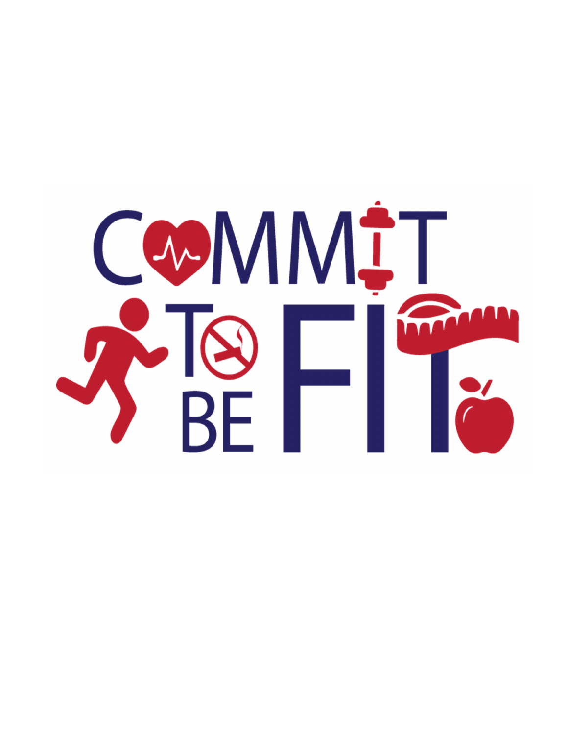# COMMIT TO BE FIT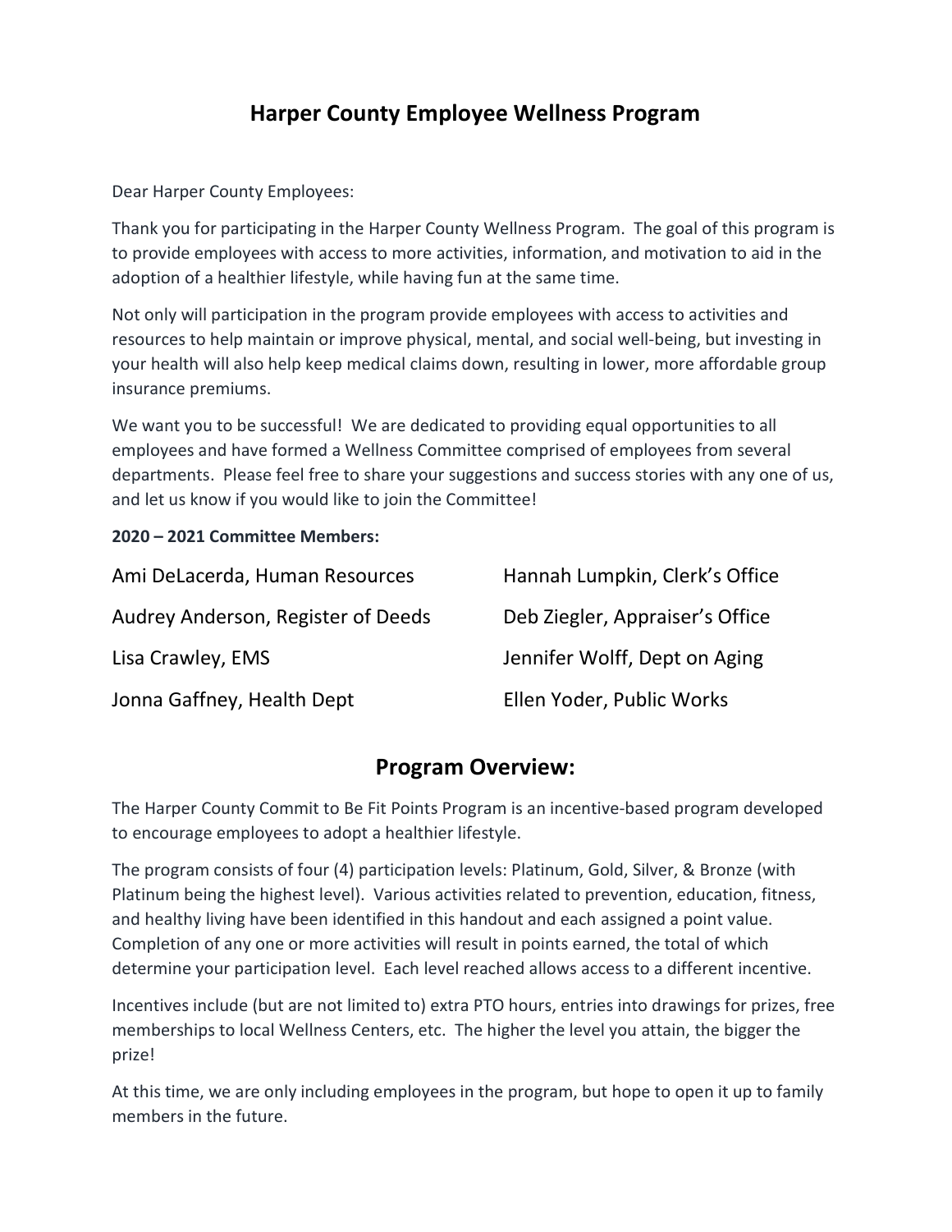# Harper County Employee Wellness Program

Dear Harper County Employees:

Thank you for participating in the Harper County Wellness Program. The goal of this program is to provide employees with access to more activities, information, and motivation to aid in the adoption of a healthier lifestyle, while having fun at the same time.

Not only will participation in the program provide employees with access to activities and resources to help maintain or improve physical, mental, and social well-being, but investing in your health will also help keep medical claims down, resulting in lower, more affordable group insurance premiums.

We want you to be successful! We are dedicated to providing equal opportunities to all employees and have formed a Wellness Committee comprised of employees from several departments. Please feel free to share your suggestions and success stories with any one of us, and let us know if you would like to join the Committee!

**2020 – 2021 Committee Members:**

Ami DeLacerda, Human Resources

Audrey Anderson, Register of Deeds

Lisa Crawley, EMS

Jonna Gaffney, Health Dept

Hannah Lumpkin, Clerk's Office

Deb Ziegler, Appraiser's Office

Jennifer Wolff, Dept on Aging

Ellen Yoder, Public Works

## Program Overview:

The Harper County Commit to Be Fit Points Program is an incentive-based program developed to encourage employees to adopt a healthier lifestyle.

The program consists of four (4) participation levels: Platinum, Gold, Silver, & Bronze (with Platinum being the highest level). Various activities related to prevention, education, fitness, and healthy living have been identified in this handout and each assigned a point value. Completion of any one or more activities will result in points earned, the total of which determine your participation level. Each level reached allows access to a different incentive.

Incentives include (but are not limited to) extra PTO hours, entries into drawings for prizes, free memberships to local Wellness Centers, etc. The higher the level you attain, the bigger the prize!

At this time, we are only including employees in the program, but hope to open it up to family members in the future.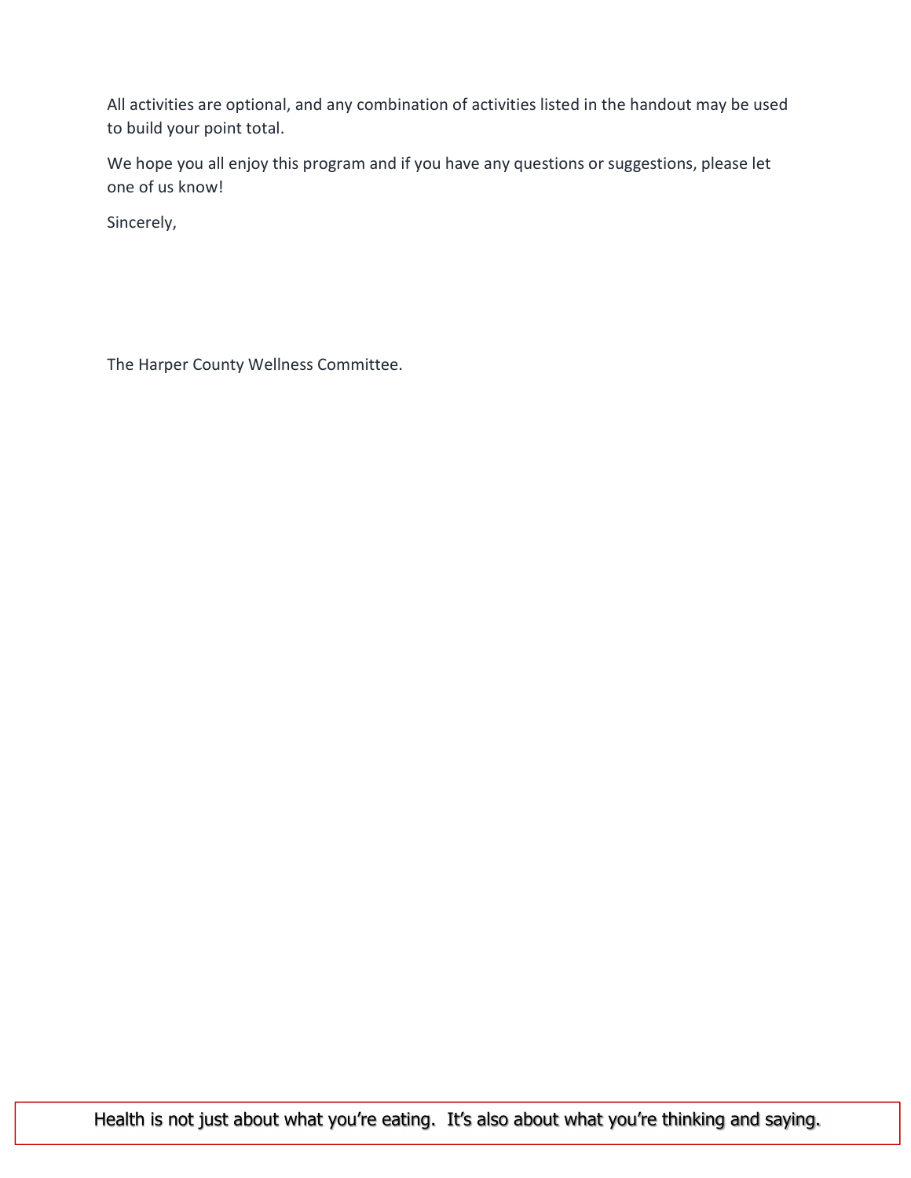All activities are optional, and any combination of activities listed in the handout may be used to build your point total.

We hope you all enjoy this program and if you have any questions or suggestions, please let one of us know!

Sincerely,

The Harper County Wellness Committee.

Health is not just about what you're eating. It's also about what you're thinking and saying.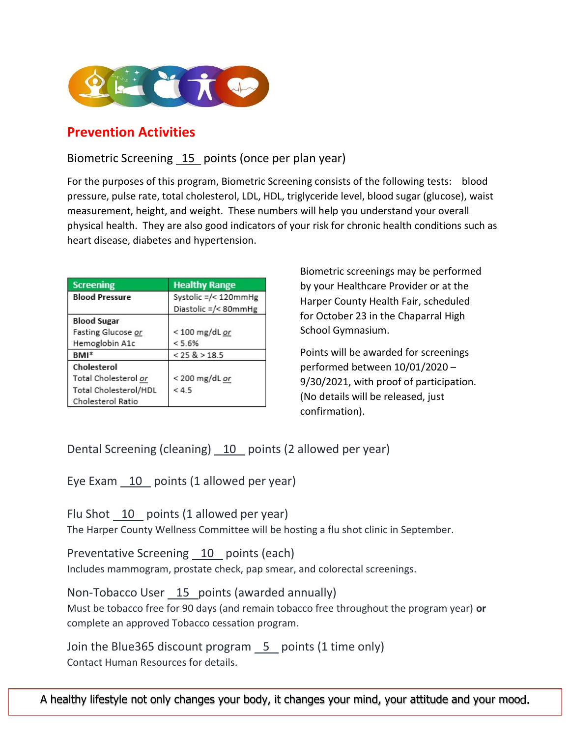## Prevention Activities

Biometric Screening 15 points (once per plan year)

For the purposes of this program, Biometric Screening consists of the following tests: blood pressure, pulse rate, total cholesterol, LDL, HDL, triglyceride level, blood sugar (glucose), waist measurement, height, and weight. These numbers will help you understand your overall physical health. They are also good indicators of your risk for chronic health conditions such as heart disease, diabetes and hypertension.

| Screening | Healthy Range |
|---|---|
| **Blood Pressure** | Systolic =/< 120mmHg<br>Diastolic =/< 80mmHg |
| **Blood Sugar**<br>Fasting Glucose *or*<br>Hemoglobin A1c | < 100 mg/dL *or*<br>< 5.6% |
| **BMI*** | < 25 & > 18.5 |
| **Cholesterol**<br>Total Cholesterol *or*<br>Total Cholesterol/HDL Cholesterol Ratio | < 200 mg/dL *or*<br>< 4.5 |

Biometric screenings may be performed by your Healthcare Provider or at the Harper County Health Fair, scheduled for October 23 in the Chaparral High School Gymnasium.

Points will be awarded for screenings performed between 10/01/2020 – 9/30/2021, with proof of participation. (No details will be released, just confirmation).

Dental Screening (cleaning) 10 points (2 allowed per year)

Eye Exam 10 points (1 allowed per year)

Flu Shot 10 points (1 allowed per year)

The Harper County Wellness Committee will be hosting a flu shot clinic in September.

Preventative Screening 10 points (each)

Includes mammogram, prostate check, pap smear, and colorectal screenings.

Non-Tobacco User 15 points (awarded annually)

Must be tobacco free for 90 days (and remain tobacco free throughout the program year) **or** complete an approved Tobacco cessation program.

Join the Blue365 discount program 5 points (1 time only)

Contact Human Resources for details.

A healthy lifestyle not only changes your body, it changes your mind, your attitude and your mood.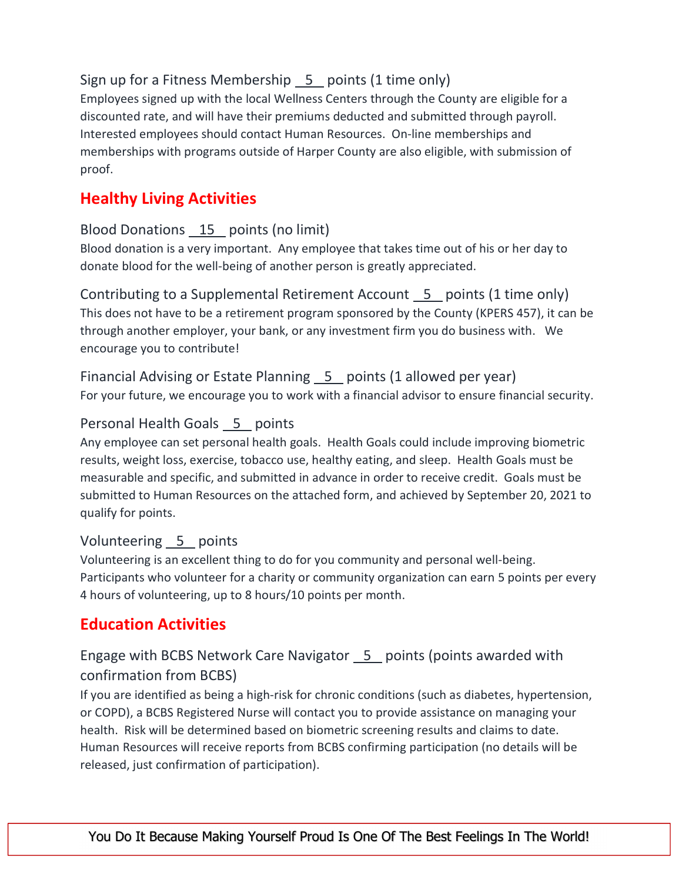Sign up for a Fitness Membership 5 points (1 time only)
Employees signed up with the local Wellness Centers through the County are eligible for a discounted rate, and will have their premiums deducted and submitted through payroll. Interested employees should contact Human Resources. On-line memberships and memberships with programs outside of Harper County are also eligible, with submission of proof.

## Healthy Living Activities

Blood Donations 15 points (no limit)
Blood donation is a very important. Any employee that takes time out of his or her day to donate blood for the well-being of another person is greatly appreciated.

Contributing to a Supplemental Retirement Account 5 points (1 time only)
This does not have to be a retirement program sponsored by the County (KPERS 457), it can be through another employer, your bank, or any investment firm you do business with. We encourage you to contribute!

Financial Advising or Estate Planning 5 points (1 allowed per year)
For your future, we encourage you to work with a financial advisor to ensure financial security.

Personal Health Goals 5 points
Any employee can set personal health goals. Health Goals could include improving biometric results, weight loss, exercise, tobacco use, healthy eating, and sleep. Health Goals must be measurable and specific, and submitted in advance in order to receive credit. Goals must be submitted to Human Resources on the attached form, and achieved by September 20, 2021 to qualify for points.

Volunteering 5 points
Volunteering is an excellent thing to do for you community and personal well-being. Participants who volunteer for a charity or community organization can earn 5 points per every 4 hours of volunteering, up to 8 hours/10 points per month.

## Education Activities

Engage with BCBS Network Care Navigator 5 points (points awarded with confirmation from BCBS)
If you are identified as being a high-risk for chronic conditions (such as diabetes, hypertension, or COPD), a BCBS Registered Nurse will contact you to provide assistance on managing your health. Risk will be determined based on biometric screening results and claims to date. Human Resources will receive reports from BCBS confirming participation (no details will be released, just confirmation of participation).

You Do It Because Making Yourself Proud Is One Of The Best Feelings In The World!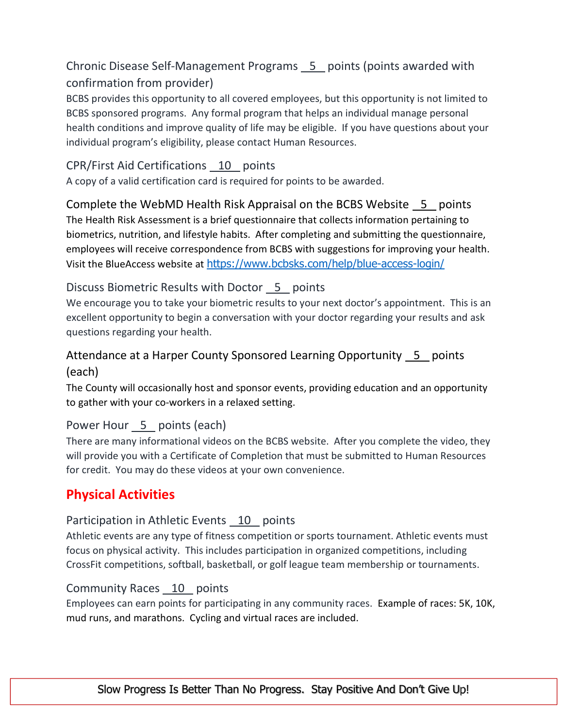### Chronic Disease Self-Management Programs __5__ points (points awarded with confirmation from provider)

BCBS provides this opportunity to all covered employees, but this opportunity is not limited to BCBS sponsored programs. Any formal program that helps an individual manage personal health conditions and improve quality of life may be eligible. If you have questions about your individual program's eligibility, please contact Human Resources.

### CPR/First Aid Certifications __10__ points

A copy of a valid certification card is required for points to be awarded.

### Complete the WebMD Health Risk Appraisal on the BCBS Website __5__ points

The Health Risk Assessment is a brief questionnaire that collects information pertaining to biometrics, nutrition, and lifestyle habits. After completing and submitting the questionnaire, employees will receive correspondence from BCBS with suggestions for improving your health. Visit the BlueAccess website at https://www.bcbsks.com/help/blue-access-login/

### Discuss Biometric Results with Doctor __5__ points

We encourage you to take your biometric results to your next doctor's appointment. This is an excellent opportunity to begin a conversation with your doctor regarding your results and ask questions regarding your health.

### Attendance at a Harper County Sponsored Learning Opportunity __5__ points (each)

The County will occasionally host and sponsor events, providing education and an opportunity to gather with your co-workers in a relaxed setting.

### Power Hour __5__ points (each)

There are many informational videos on the BCBS website. After you complete the video, they will provide you with a Certificate of Completion that must be submitted to Human Resources for credit. You may do these videos at your own convenience.

## Physical Activities

### Participation in Athletic Events __10__ points

Athletic events are any type of fitness competition or sports tournament. Athletic events must focus on physical activity. This includes participation in organized competitions, including CrossFit competitions, softball, basketball, or golf league team membership or tournaments.

### Community Races __10__ points

Employees can earn points for participating in any community races. Example of races: 5K, 10K, mud runs, and marathons. Cycling and virtual races are included.

Slow Progress Is Better Than No Progress. Stay Positive And Don't Give Up!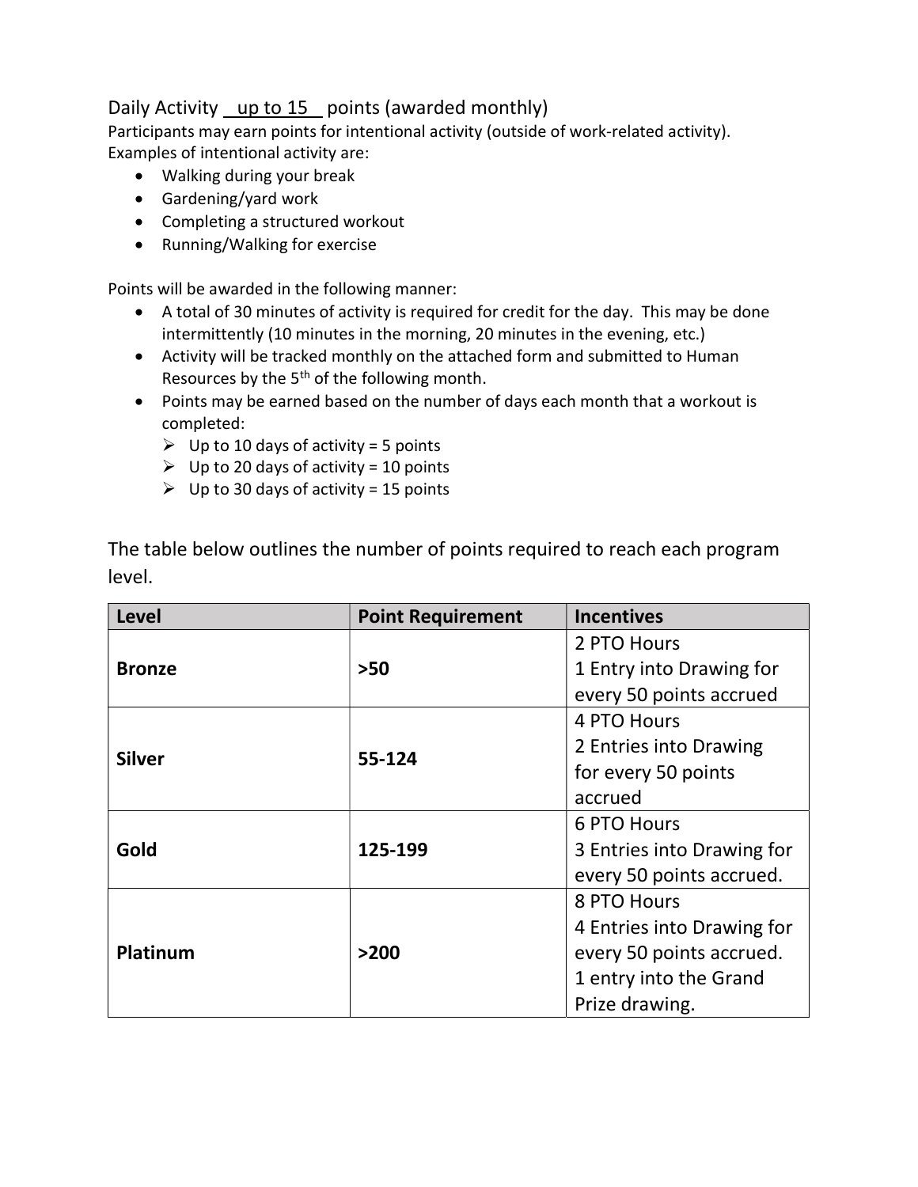Daily Activity <u>up to 15</u> points (awarded monthly)

Participants may earn points for intentional activity (outside of work-related activity). Examples of intentional activity are:

- Walking during your break
- Gardening/yard work
- Completing a structured workout
- Running/Walking for exercise

Points will be awarded in the following manner:

- A total of 30 minutes of activity is required for credit for the day. This may be done intermittently (10 minutes in the morning, 20 minutes in the evening, etc.)
- Activity will be tracked monthly on the attached form and submitted to Human Resources by the 5th of the following month.
- Points may be earned based on the number of days each month that a workout is completed:
  - Up to 10 days of activity = 5 points
  - Up to 20 days of activity = 10 points
  - Up to 30 days of activity = 15 points

The table below outlines the number of points required to reach each program level.

| Level | Point Requirement | Incentives |
|---|---|---|
| **Bronze** | **>50** | 2 PTO Hours<br>1 Entry into Drawing for every 50 points accrued |
| **Silver** | **55-124** | 4 PTO Hours<br>2 Entries into Drawing for every 50 points accrued |
| **Gold** | **125-199** | 6 PTO Hours<br>3 Entries into Drawing for every 50 points accrued. |
| **Platinum** | **>200** | 8 PTO Hours<br>4 Entries into Drawing for every 50 points accrued.<br>1 entry into the Grand Prize drawing. |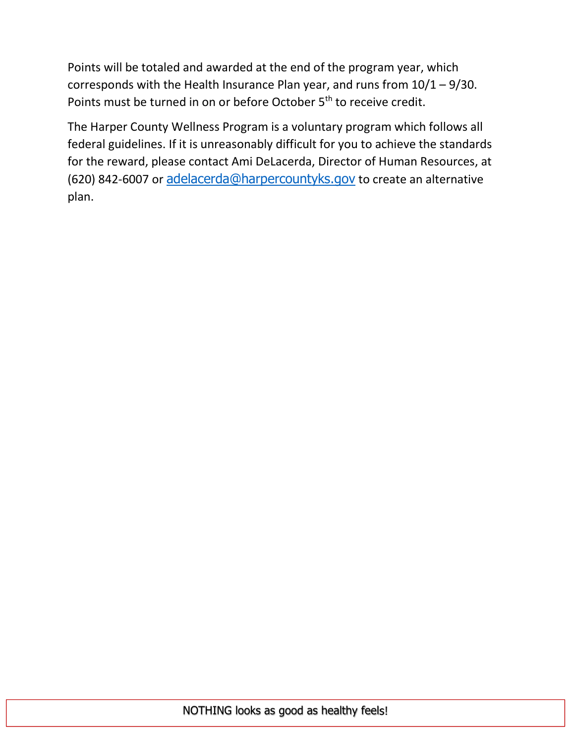Points will be totaled and awarded at the end of the program year, which corresponds with the Health Insurance Plan year, and runs from 10/1 – 9/30. Points must be turned in on or before October 5th to receive credit.

The Harper County Wellness Program is a voluntary program which follows all federal guidelines. If it is unreasonably difficult for you to achieve the standards for the reward, please contact Ami DeLacerda, Director of Human Resources, at (620) 842-6007 or adelacerda@harpercountyks.gov to create an alternative plan.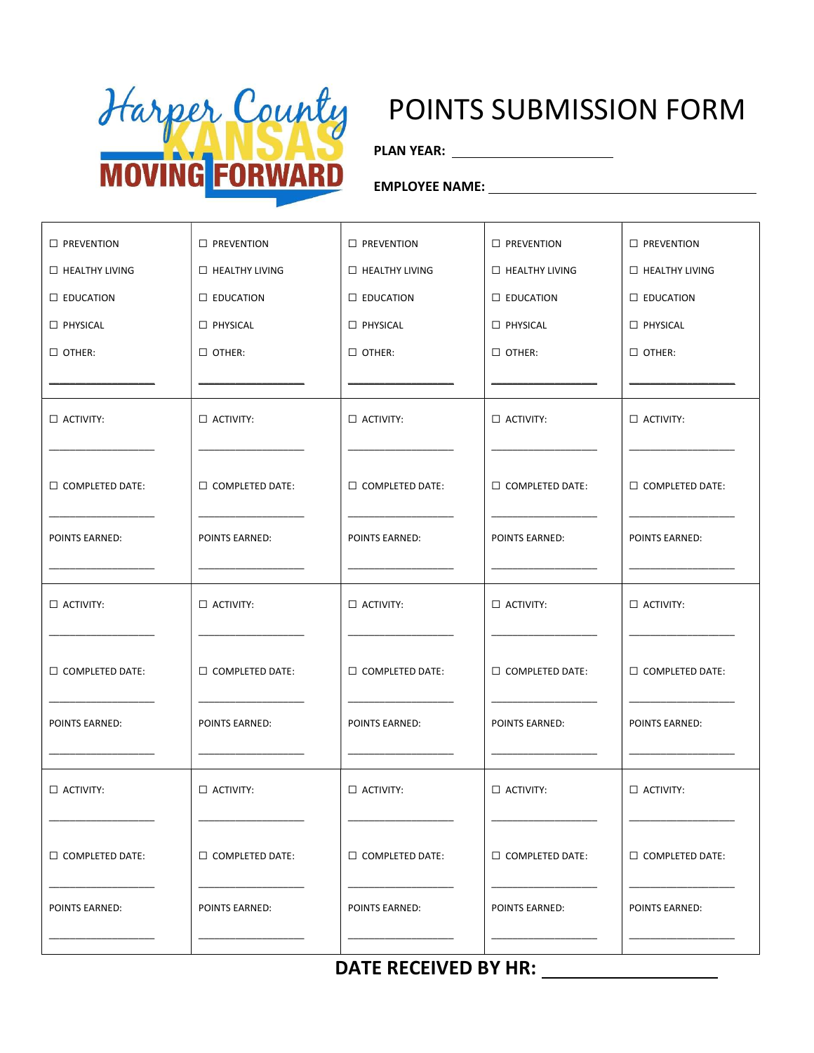Harper County KANSAS MOVING FORWARD

# POINTS SUBMISSION FORM

**PLAN YEAR:** ____________________

**EMPLOYEE NAME:** ________________________________

| | | | | |
|---|---|---|---|---|
| ☐ PREVENTION<br>☐ HEALTHY LIVING<br>☐ EDUCATION<br>☐ PHYSICAL<br>☐ OTHER:<br>________________ | ☐ PREVENTION<br>☐ HEALTHY LIVING<br>☐ EDUCATION<br>☐ PHYSICAL<br>☐ OTHER:<br>________________ | ☐ PREVENTION<br>☐ HEALTHY LIVING<br>☐ EDUCATION<br>☐ PHYSICAL<br>☐ OTHER:<br>________________ | ☐ PREVENTION<br>☐ HEALTHY LIVING<br>☐ EDUCATION<br>☐ PHYSICAL<br>☐ OTHER:<br>________________ | ☐ PREVENTION<br>☐ HEALTHY LIVING<br>☐ EDUCATION<br>☐ PHYSICAL<br>☐ OTHER:<br>________________ |
| ☐ ACTIVITY:<br>________________<br>☐ COMPLETED DATE:<br>________________<br>POINTS EARNED:<br>________________ | ☐ ACTIVITY:<br>________________<br>☐ COMPLETED DATE:<br>________________<br>POINTS EARNED:<br>________________ | ☐ ACTIVITY:<br>________________<br>☐ COMPLETED DATE:<br>________________<br>POINTS EARNED:<br>________________ | ☐ ACTIVITY:<br>________________<br>☐ COMPLETED DATE:<br>________________<br>POINTS EARNED:<br>________________ | ☐ ACTIVITY:<br>________________<br>☐ COMPLETED DATE:<br>________________<br>POINTS EARNED:<br>________________ |
| ☐ ACTIVITY:<br>________________<br>☐ COMPLETED DATE:<br>________________<br>POINTS EARNED:<br>________________ | ☐ ACTIVITY:<br>________________<br>☐ COMPLETED DATE:<br>________________<br>POINTS EARNED:<br>________________ | ☐ ACTIVITY:<br>________________<br>☐ COMPLETED DATE:<br>________________<br>POINTS EARNED:<br>________________ | ☐ ACTIVITY:<br>________________<br>☐ COMPLETED DATE:<br>________________<br>POINTS EARNED:<br>________________ | ☐ ACTIVITY:<br>________________<br>☐ COMPLETED DATE:<br>________________<br>POINTS EARNED:<br>________________ |
| ☐ ACTIVITY:<br>________________<br>☐ COMPLETED DATE:<br>________________<br>POINTS EARNED:<br>________________ | ☐ ACTIVITY:<br>________________<br>☐ COMPLETED DATE:<br>________________<br>POINTS EARNED:<br>________________ | ☐ ACTIVITY:<br>________________<br>☐ COMPLETED DATE:<br>________________<br>POINTS EARNED:<br>________________ | ☐ ACTIVITY:<br>________________<br>☐ COMPLETED DATE:<br>________________<br>POINTS EARNED:<br>________________ | ☐ ACTIVITY:<br>________________<br>☐ COMPLETED DATE:<br>________________<br>POINTS EARNED:<br>________________ |

**DATE RECEIVED BY HR:** ____________________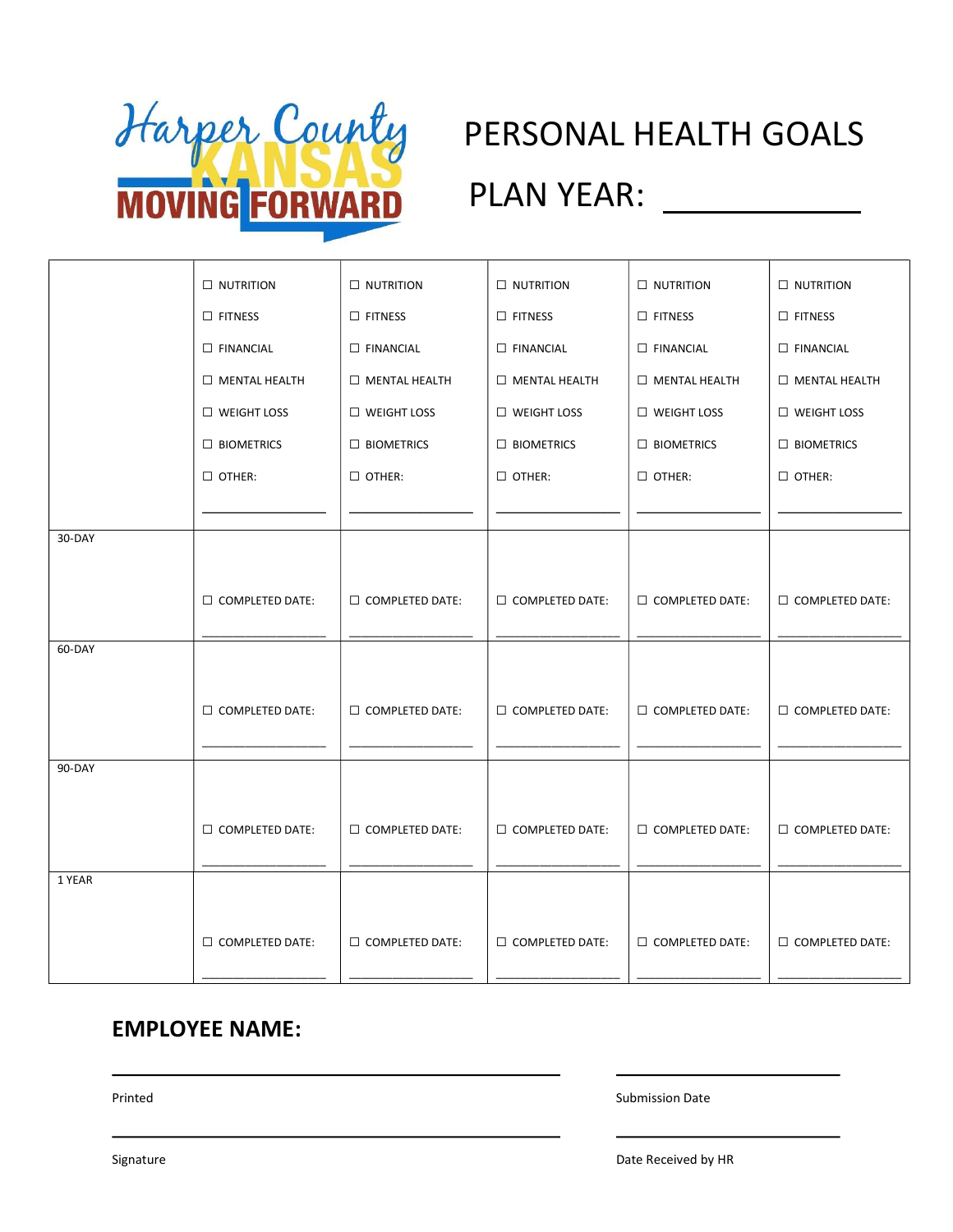Harper County KANSAS MOVING FORWARD

# PERSONAL HEALTH GOALS

## PLAN YEAR: ____________

| | | | | | |
|---|---|---|---|---|---|
| | ☐ NUTRITION<br>☐ FITNESS<br>☐ FINANCIAL<br>☐ MENTAL HEALTH<br>☐ WEIGHT LOSS<br>☐ BIOMETRICS<br>☐ OTHER:<br>________________ | ☐ NUTRITION<br>☐ FITNESS<br>☐ FINANCIAL<br>☐ MENTAL HEALTH<br>☐ WEIGHT LOSS<br>☐ BIOMETRICS<br>☐ OTHER:<br>________________ | ☐ NUTRITION<br>☐ FITNESS<br>☐ FINANCIAL<br>☐ MENTAL HEALTH<br>☐ WEIGHT LOSS<br>☐ BIOMETRICS<br>☐ OTHER:<br>________________ | ☐ NUTRITION<br>☐ FITNESS<br>☐ FINANCIAL<br>☐ MENTAL HEALTH<br>☐ WEIGHT LOSS<br>☐ BIOMETRICS<br>☐ OTHER:<br>________________ | ☐ NUTRITION<br>☐ FITNESS<br>☐ FINANCIAL<br>☐ MENTAL HEALTH<br>☐ WEIGHT LOSS<br>☐ BIOMETRICS<br>☐ OTHER:<br>________________ |
| 30-DAY | ☐ COMPLETED DATE:<br>________________ | ☐ COMPLETED DATE:<br>________________ | ☐ COMPLETED DATE:<br>________________ | ☐ COMPLETED DATE:<br>________________ | ☐ COMPLETED DATE:<br>________________ |
| 60-DAY | ☐ COMPLETED DATE:<br>________________ | ☐ COMPLETED DATE:<br>________________ | ☐ COMPLETED DATE:<br>________________ | ☐ COMPLETED DATE:<br>________________ | ☐ COMPLETED DATE:<br>________________ |
| 90-DAY | ☐ COMPLETED DATE:<br>________________ | ☐ COMPLETED DATE:<br>________________ | ☐ COMPLETED DATE:<br>________________ | ☐ COMPLETED DATE:<br>________________ | ☐ COMPLETED DATE:<br>________________ |
| 1 YEAR | ☐ COMPLETED DATE:<br>________________ | ☐ COMPLETED DATE:<br>________________ | ☐ COMPLETED DATE:<br>________________ | ☐ COMPLETED DATE:<br>________________ | ☐ COMPLETED DATE:<br>________________ |

**EMPLOYEE NAME:**

________________________________________ ____________________

Printed — Submission Date

________________________________________ ____________________

Signature — Date Received by HR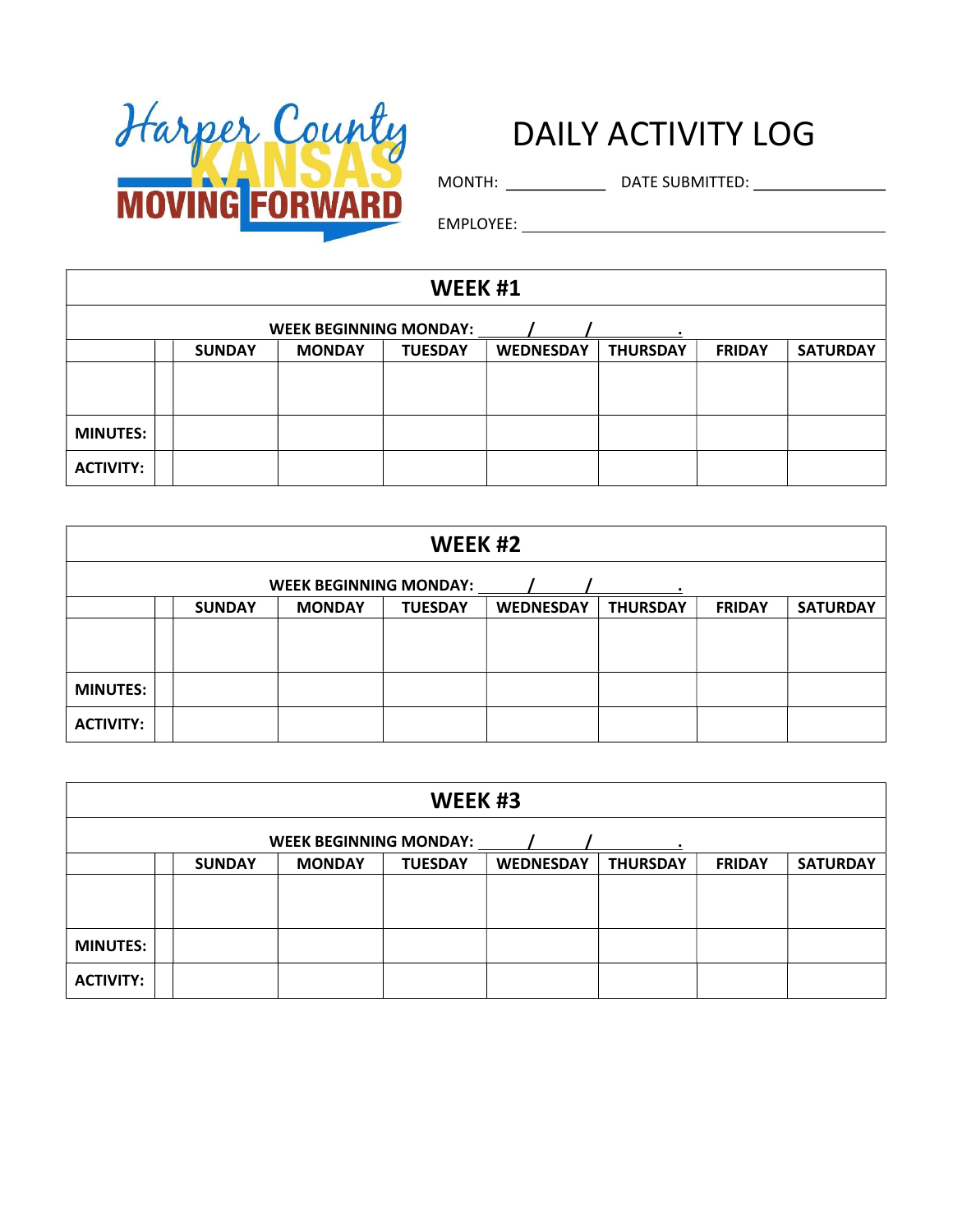Harper County KANSAS MOVING FORWARD

# DAILY ACTIVITY LOG

MONTH: ____________ DATE SUBMITTED: ________________

EMPLOYEE: ________________________________________

| WEEK #1 | | | | | | | | |
|---|---|---|---|---|---|---|---|---|
| WEEK BEGINNING MONDAY: ____/____/________. | | | | | | | | |
| | | SUNDAY | MONDAY | TUESDAY | WEDNESDAY | THURSDAY | FRIDAY | SATURDAY |
| | | | | | | | | |
| MINUTES: | | | | | | | | |
| ACTIVITY: | | | | | | | | |

| WEEK #2 | | | | | | | | |
|---|---|---|---|---|---|---|---|---|
| WEEK BEGINNING MONDAY: ____/____/________. | | | | | | | | |
| | | SUNDAY | MONDAY | TUESDAY | WEDNESDAY | THURSDAY | FRIDAY | SATURDAY |
| | | | | | | | | |
| MINUTES: | | | | | | | | |
| ACTIVITY: | | | | | | | | |

| WEEK #3 | | | | | | | | |
|---|---|---|---|---|---|---|---|---|
| WEEK BEGINNING MONDAY: ____/____/________. | | | | | | | | |
| | | SUNDAY | MONDAY | TUESDAY | WEDNESDAY | THURSDAY | FRIDAY | SATURDAY |
| | | | | | | | | |
| MINUTES: | | | | | | | | |
| ACTIVITY: | | | | | | | | |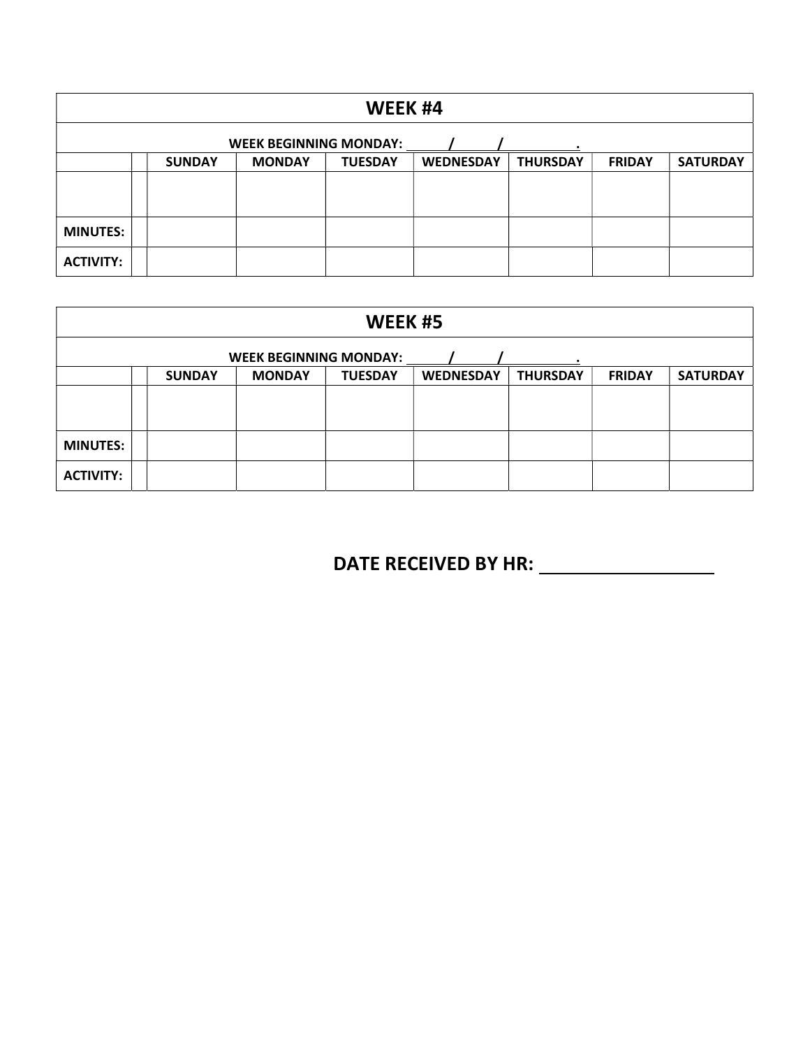| WEEK #4 | | | | | | | | |
|---|---|---|---|---|---|---|---|---|
| WEEK BEGINNING MONDAY: \_\_\_\_\_/\_\_\_\_\_/\_\_\_\_\_\_\_\_\_. | | | | | | | | |
| | | SUNDAY | MONDAY | TUESDAY | WEDNESDAY | THURSDAY | FRIDAY | SATURDAY |
| | | | | | | | | |
| MINUTES: | | | | | | | | |
| ACTIVITY: | | | | | | | | |

| WEEK #5 | | | | | | | | |
|---|---|---|---|---|---|---|---|---|
| WEEK BEGINNING MONDAY: \_\_\_\_\_/\_\_\_\_\_/\_\_\_\_\_\_\_\_\_. | | | | | | | | |
| | | SUNDAY | MONDAY | TUESDAY | WEDNESDAY | THURSDAY | FRIDAY | SATURDAY |
| | | | | | | | | |
| MINUTES: | | | | | | | | |
| ACTIVITY: | | | | | | | | |

**DATE RECEIVED BY HR: \_\_\_\_\_\_\_\_\_\_\_\_\_\_\_\_\_\_**